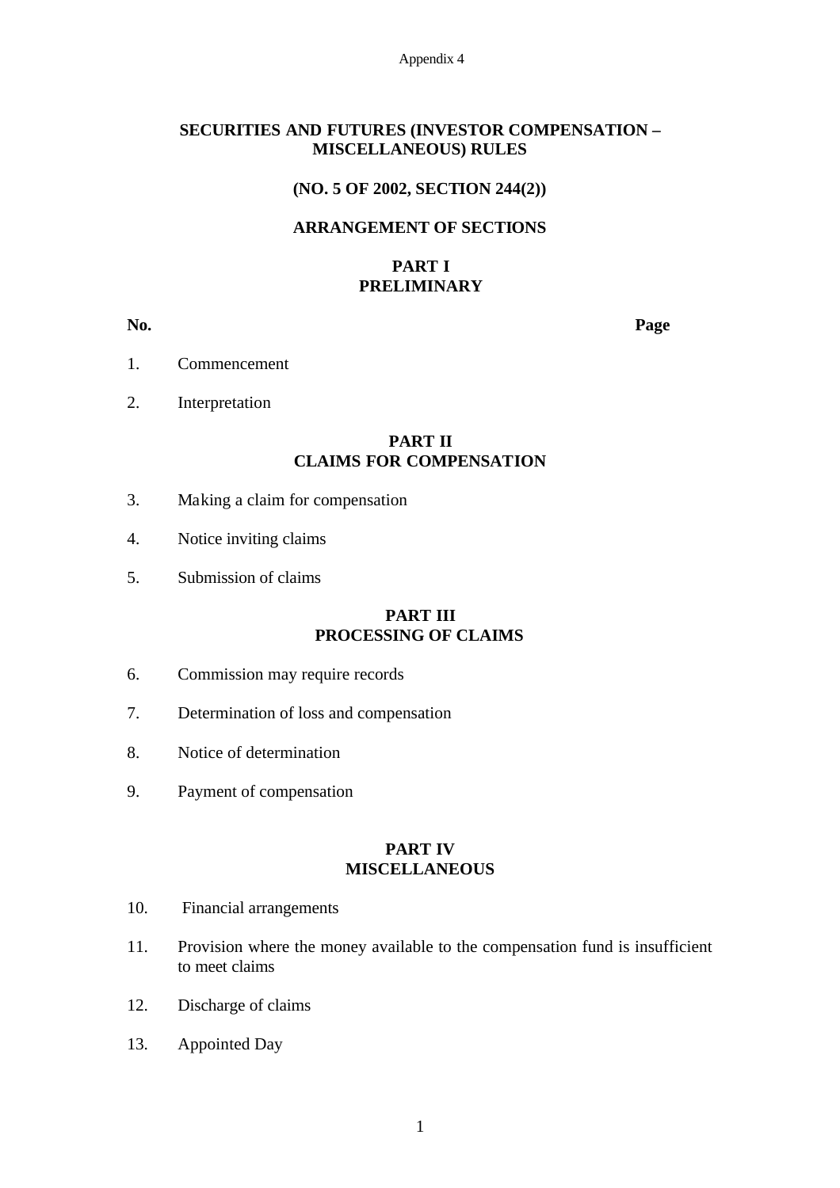Appendix 4

# SECURITIES AND FUTURES (INVESTOR COMPENSATION – MISCELLANEOUS) RULES

## (NO. 5 OF 2002, SECTION 244(2))

## ARRANGEMENT OF SECTIONS

### PART I
### PRELIMINARY

| No. | | Page |
|---|---|---|
| 1. | Commencement | |
| 2. | Interpretation | |

### PART II
### CLAIMS FOR COMPENSATION

| No. | | Page |
|---|---|---|
| 3. | Making a claim for compensation | |
| 4. | Notice inviting claims | |
| 5. | Submission of claims | |

### PART III
### PROCESSING OF CLAIMS

| No. | | Page |
|---|---|---|
| 6. | Commission may require records | |
| 7. | Determination of loss and compensation | |
| 8. | Notice of determination | |
| 9. | Payment of compensation | |

### PART IV
### MISCELLANEOUS

| No. | | Page |
|---|---|---|
| 10. | Financial arrangements | |
| 11. | Provision where the money available to the compensation fund is insufficient to meet claims | |
| 12. | Discharge of claims | |
| 13. | Appointed Day | |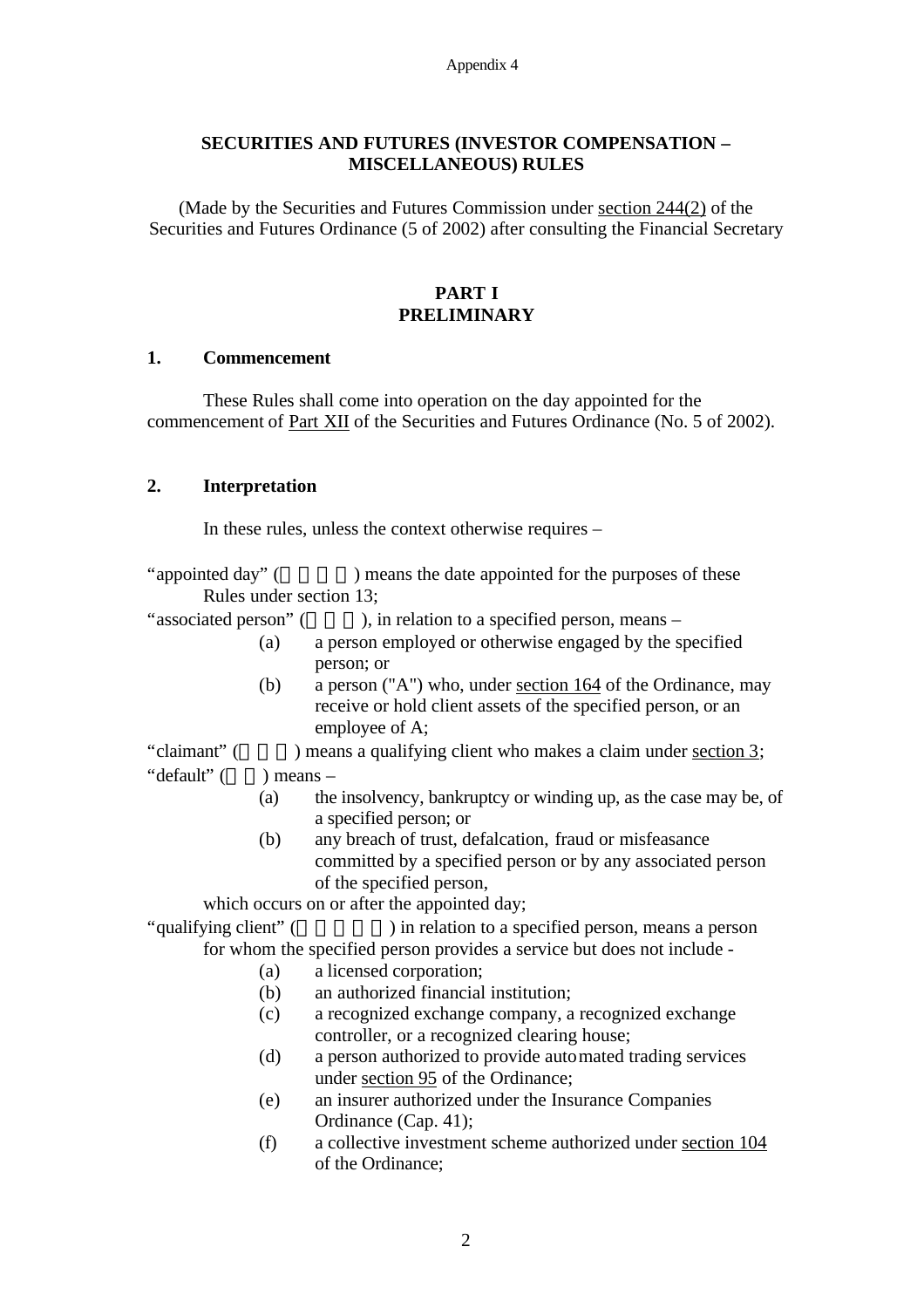## SECURITIES AND FUTURES (INVESTOR COMPENSATION – MISCELLANEOUS) RULES

(Made by the Securities and Futures Commission under section 244(2) of the Securities and Futures Ordinance (5 of 2002) after consulting the Financial Secretary

## PART I
## PRELIMINARY

### 1. Commencement

These Rules shall come into operation on the day appointed for the commencement of Part XII of the Securities and Futures Ordinance (No. 5 of 2002).

### 2. Interpretation

In these rules, unless the context otherwise requires –

“appointed day” (　　　　) means the date appointed for the purposes of these Rules under section 13;

“associated person” (　　　), in relation to a specified person, means –

- (a) a person employed or otherwise engaged by the specified person; or
- (b) a person ("A") who, under section 164 of the Ordinance, may receive or hold client assets of the specified person, or an employee of A;

“claimant” (　　　) means a qualifying client who makes a claim under section 3;

“default” (　　) means –

- (a) the insolvency, bankruptcy or winding up, as the case may be, of a specified person; or
- (b) any breach of trust, defalcation, fraud or misfeasance committed by a specified person or by any associated person of the specified person,

which occurs on or after the appointed day;

“qualifying client” (　　　　　) in relation to a specified person, means a person for whom the specified person provides a service but does not include -

- (a) a licensed corporation;
- (b) an authorized financial institution;
- (c) a recognized exchange company, a recognized exchange controller, or a recognized clearing house;
- (d) a person authorized to provide automated trading services under section 95 of the Ordinance;
- (e) an insurer authorized under the Insurance Companies Ordinance (Cap. 41);
- (f) a collective investment scheme authorized under section 104 of the Ordinance;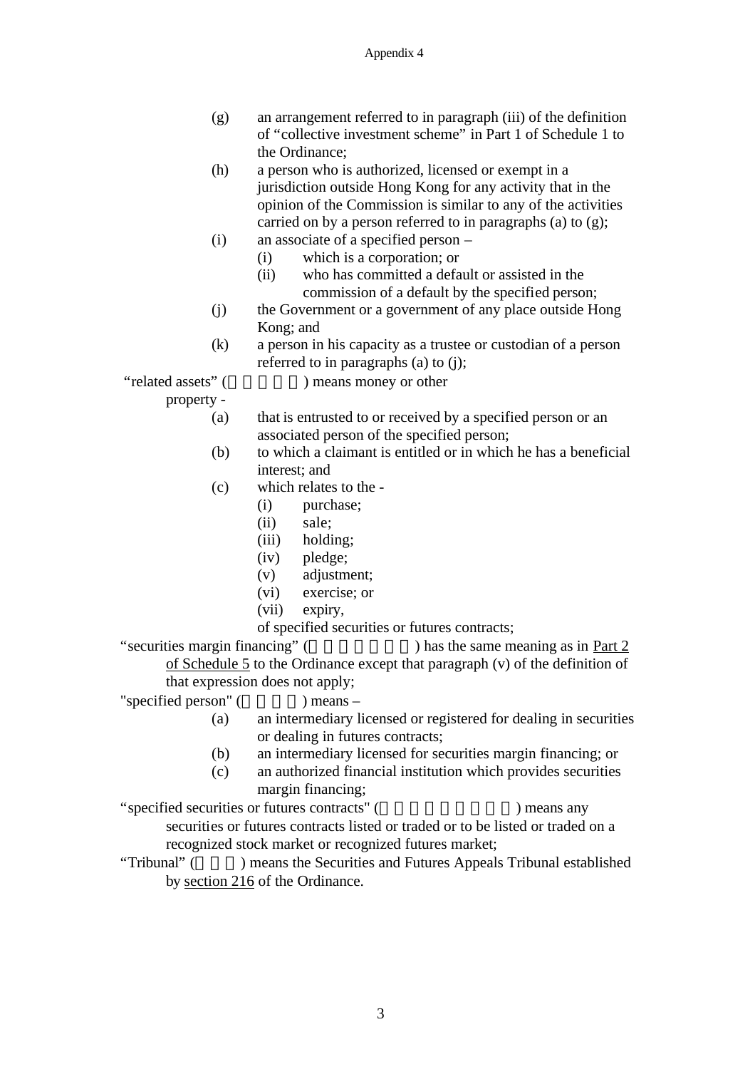(g) an arrangement referred to in paragraph (iii) of the definition of "collective investment scheme" in Part 1 of Schedule 1 to the Ordinance;

(h) a person who is authorized, licensed or exempt in a jurisdiction outside Hong Kong for any activity that in the opinion of the Commission is similar to any of the activities carried on by a person referred to in paragraphs (a) to (g);

(i) an associate of a specified person –
   - (i) which is a corporation; or
   - (ii) who has committed a default or assisted in the commission of a default by the specified person;

(j) the Government or a government of any place outside Hong Kong; and

(k) a person in his capacity as a trustee or custodian of a person referred to in paragraphs (a) to (j);

"related assets" (　　　　　) means money or other property -

(a) that is entrusted to or received by a specified person or an associated person of the specified person;

(b) to which a claimant is entitled or in which he has a beneficial interest; and

(c) which relates to the -
   - (i) purchase;
   - (ii) sale;
   - (iii) holding;
   - (iv) pledge;
   - (v) adjustment;
   - (vi) exercise; or
   - (vii) expiry,

   of specified securities or futures contracts;

"securities margin financing" (　　　　　　　) has the same meaning as in Part 2 of Schedule 5 to the Ordinance except that paragraph (v) of the definition of that expression does not apply;

"specified person" (　　　　) means –

(a) an intermediary licensed or registered for dealing in securities or dealing in futures contracts;

(b) an intermediary licensed for securities margin financing; or

(c) an authorized financial institution which provides securities margin financing;

"specified securities or futures contracts" (　　　　　　　　　) means any securities or futures contracts listed or traded or to be listed or traded on a recognized stock market or recognized futures market;

"Tribunal" (　　　) means the Securities and Futures Appeals Tribunal established by section 216 of the Ordinance.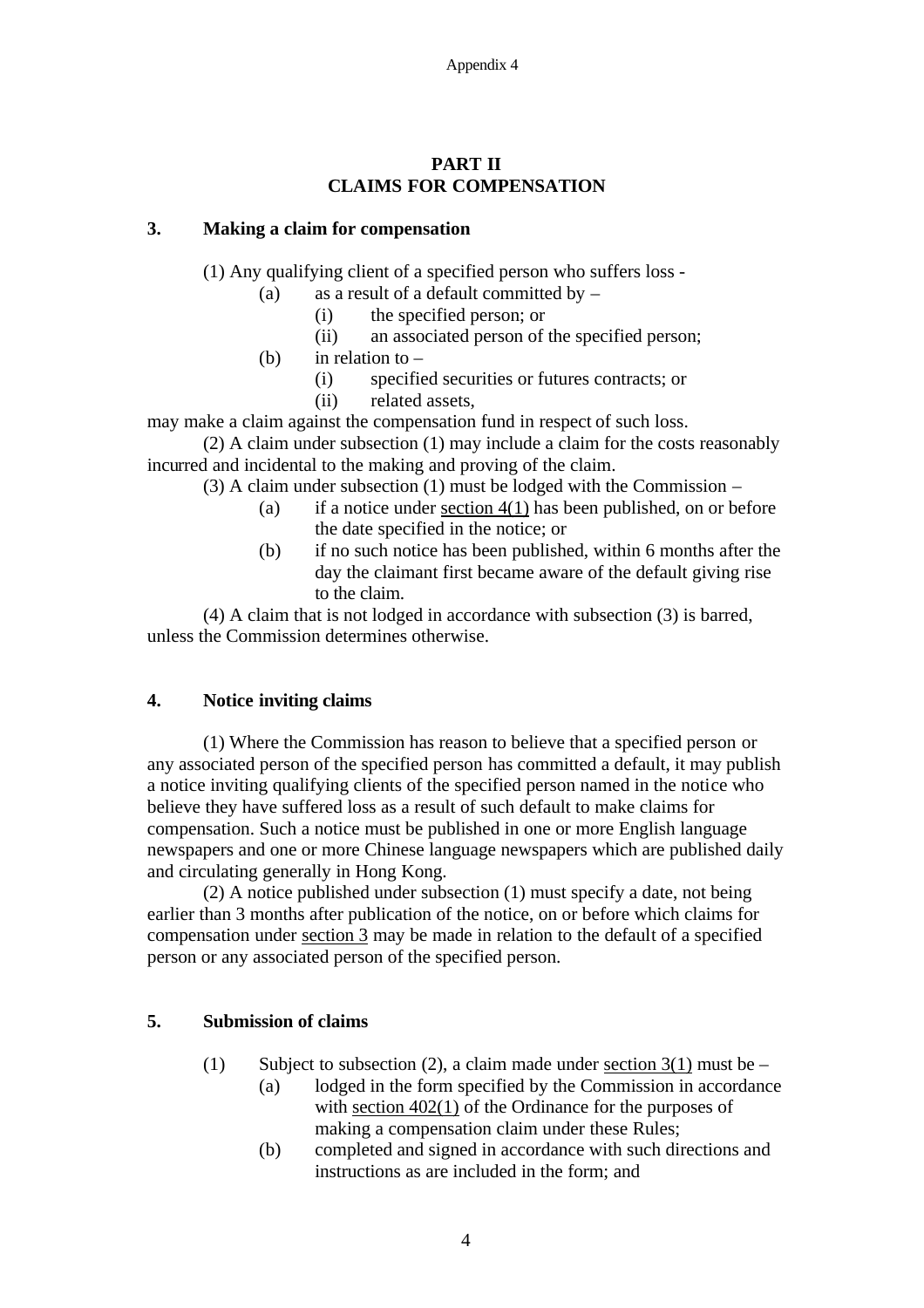## PART II
## CLAIMS FOR COMPENSATION

### 3. Making a claim for compensation

(1) Any qualifying client of a specified person who suffers loss -

- (a) as a result of a default committed by –
  - (i) the specified person; or
  - (ii) an associated person of the specified person;
- (b) in relation to –
  - (i) specified securities or futures contracts; or
  - (ii) related assets,

may make a claim against the compensation fund in respect of such loss.

(2) A claim under subsection (1) may include a claim for the costs reasonably incurred and incidental to the making and proving of the claim.

(3) A claim under subsection (1) must be lodged with the Commission –

- (a) if a notice under section 4(1) has been published, on or before the date specified in the notice; or
- (b) if no such notice has been published, within 6 months after the day the claimant first became aware of the default giving rise to the claim.

(4) A claim that is not lodged in accordance with subsection (3) is barred, unless the Commission determines otherwise.

### 4. Notice inviting claims

(1) Where the Commission has reason to believe that a specified person or any associated person of the specified person has committed a default, it may publish a notice inviting qualifying clients of the specified person named in the notice who believe they have suffered loss as a result of such default to make claims for compensation. Such a notice must be published in one or more English language newspapers and one or more Chinese language newspapers which are published daily and circulating generally in Hong Kong.

(2) A notice published under subsection (1) must specify a date, not being earlier than 3 months after publication of the notice, on or before which claims for compensation under section 3 may be made in relation to the default of a specified person or any associated person of the specified person.

### 5. Submission of claims

(1) Subject to subsection (2), a claim made under section 3(1) must be –

- (a) lodged in the form specified by the Commission in accordance with section 402(1) of the Ordinance for the purposes of making a compensation claim under these Rules;
- (b) completed and signed in accordance with such directions and instructions as are included in the form; and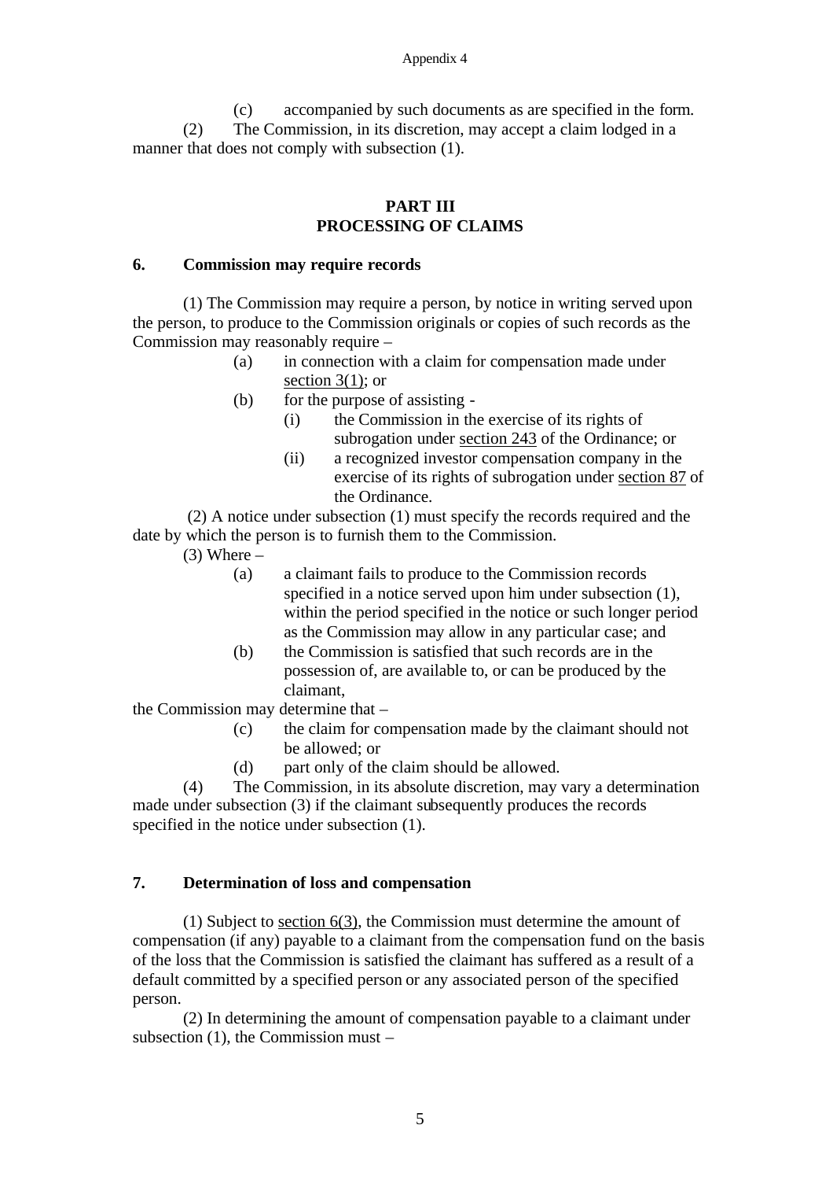(c) accompanied by such documents as are specified in the form.

(2) The Commission, in its discretion, may accept a claim lodged in a manner that does not comply with subsection (1).

## PART III
## PROCESSING OF CLAIMS

### 6. Commission may require records

(1) The Commission may require a person, by notice in writing served upon the person, to produce to the Commission originals or copies of such records as the Commission may reasonably require –

- (a) in connection with a claim for compensation made under section 3(1); or
- (b) for the purpose of assisting -
  - (i) the Commission in the exercise of its rights of subrogation under section 243 of the Ordinance; or
  - (ii) a recognized investor compensation company in the exercise of its rights of subrogation under section 87 of the Ordinance.

(2) A notice under subsection (1) must specify the records required and the date by which the person is to furnish them to the Commission.

(3) Where –

- (a) a claimant fails to produce to the Commission records specified in a notice served upon him under subsection (1), within the period specified in the notice or such longer period as the Commission may allow in any particular case; and
- (b) the Commission is satisfied that such records are in the possession of, are available to, or can be produced by the claimant,

the Commission may determine that –

- (c) the claim for compensation made by the claimant should not be allowed; or
- (d) part only of the claim should be allowed.

(4) The Commission, in its absolute discretion, may vary a determination made under subsection (3) if the claimant subsequently produces the records specified in the notice under subsection (1).

### 7. Determination of loss and compensation

(1) Subject to section 6(3), the Commission must determine the amount of compensation (if any) payable to a claimant from the compensation fund on the basis of the loss that the Commission is satisfied the claimant has suffered as a result of a default committed by a specified person or any associated person of the specified person.

(2) In determining the amount of compensation payable to a claimant under subsection (1), the Commission must –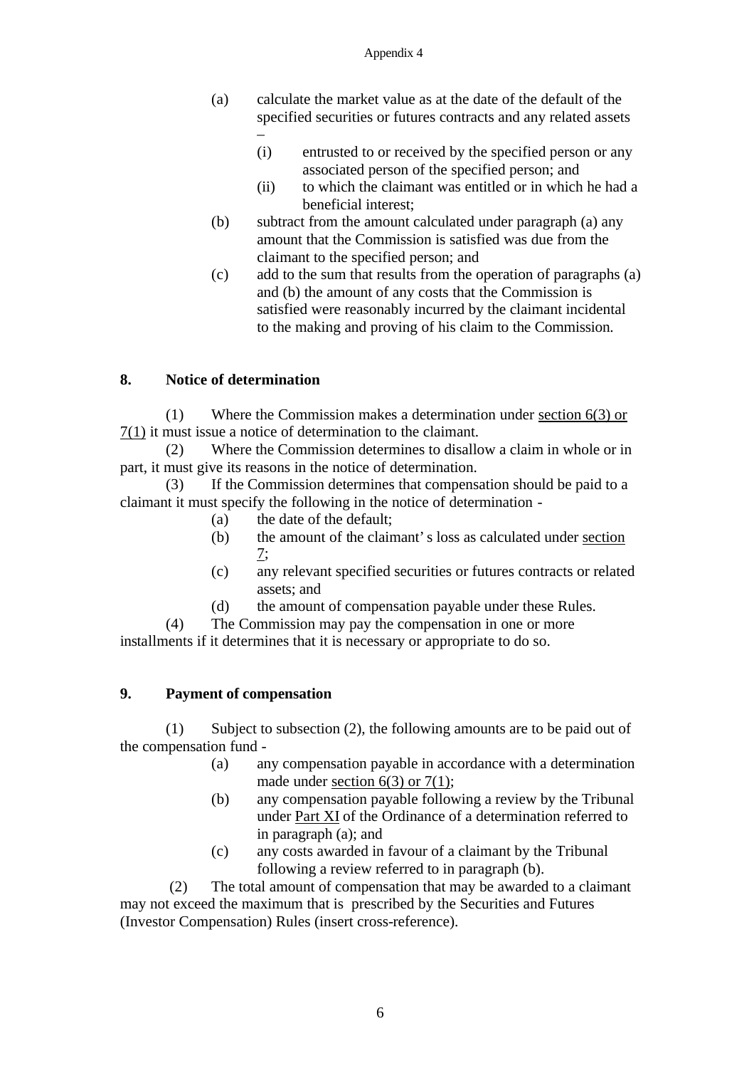(a) calculate the market value as at the date of the default of the specified securities or futures contracts and any related assets –

   (i) entrusted to or received by the specified person or any associated person of the specified person; and

   (ii) to which the claimant was entitled or in which he had a beneficial interest;

(b) subtract from the amount calculated under paragraph (a) any amount that the Commission is satisfied was due from the claimant to the specified person; and

(c) add to the sum that results from the operation of paragraphs (a) and (b) the amount of any costs that the Commission is satisfied were reasonably incurred by the claimant incidental to the making and proving of his claim to the Commission.

## 8. Notice of determination

(1) Where the Commission makes a determination under section 6(3) or 7(1) it must issue a notice of determination to the claimant.

(2) Where the Commission determines to disallow a claim in whole or in part, it must give its reasons in the notice of determination.

(3) If the Commission determines that compensation should be paid to a claimant it must specify the following in the notice of determination -

(a) the date of the default;

(b) the amount of the claimant' s loss as calculated under section 7;

(c) any relevant specified securities or futures contracts or related assets; and

(d) the amount of compensation payable under these Rules.

(4) The Commission may pay the compensation in one or more installments if it determines that it is necessary or appropriate to do so.

## 9. Payment of compensation

(1) Subject to subsection (2), the following amounts are to be paid out of the compensation fund -

(a) any compensation payable in accordance with a determination made under section 6(3) or 7(1);

(b) any compensation payable following a review by the Tribunal under Part XI of the Ordinance of a determination referred to in paragraph (a); and

(c) any costs awarded in favour of a claimant by the Tribunal following a review referred to in paragraph (b).

(2) The total amount of compensation that may be awarded to a claimant may not exceed the maximum that is prescribed by the Securities and Futures (Investor Compensation) Rules (insert cross-reference).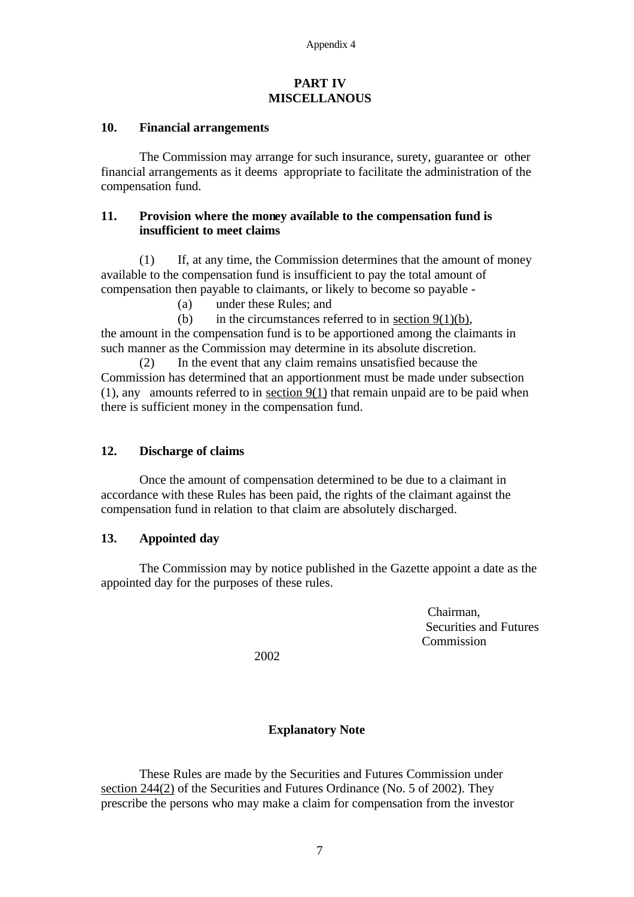Appendix 4

## PART IV
## MISCELLANOUS

### 10. Financial arrangements

The Commission may arrange for such insurance, surety, guarantee or other financial arrangements as it deems appropriate to facilitate the administration of the compensation fund.

### 11. Provision where the money available to the compensation fund is insufficient to meet claims

(1) If, at any time, the Commission determines that the amount of money available to the compensation fund is insufficient to pay the total amount of compensation then payable to claimants, or likely to become so payable -

(a) under these Rules; and

(b) in the circumstances referred to in section 9(1)(b),

the amount in the compensation fund is to be apportioned among the claimants in such manner as the Commission may determine in its absolute discretion.

(2) In the event that any claim remains unsatisfied because the Commission has determined that an apportionment must be made under subsection (1), any amounts referred to in section 9(1) that remain unpaid are to be paid when there is sufficient money in the compensation fund.

### 12. Discharge of claims

Once the amount of compensation determined to be due to a claimant in accordance with these Rules has been paid, the rights of the claimant against the compensation fund in relation to that claim are absolutely discharged.

### 13. Appointed day

The Commission may by notice published in the Gazette appoint a date as the appointed day for the purposes of these rules.

Chairman,
Securities and Futures
Commission

2002

### Explanatory Note

These Rules are made by the Securities and Futures Commission under section 244(2) of the Securities and Futures Ordinance (No. 5 of 2002). They prescribe the persons who may make a claim for compensation from the investor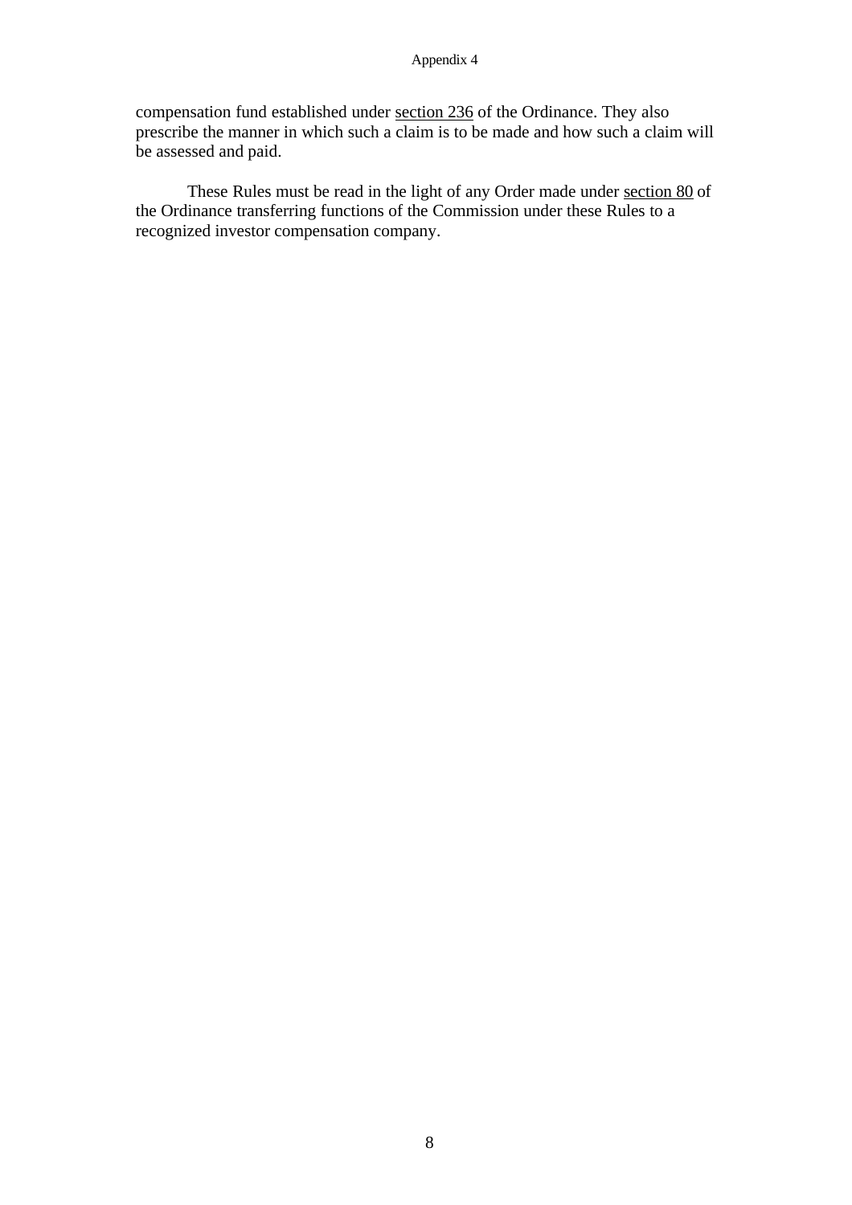compensation fund established under section 236 of the Ordinance. They also prescribe the manner in which such a claim is to be made and how such a claim will be assessed and paid.

These Rules must be read in the light of any Order made under section 80 of the Ordinance transferring functions of the Commission under these Rules to a recognized investor compensation company.